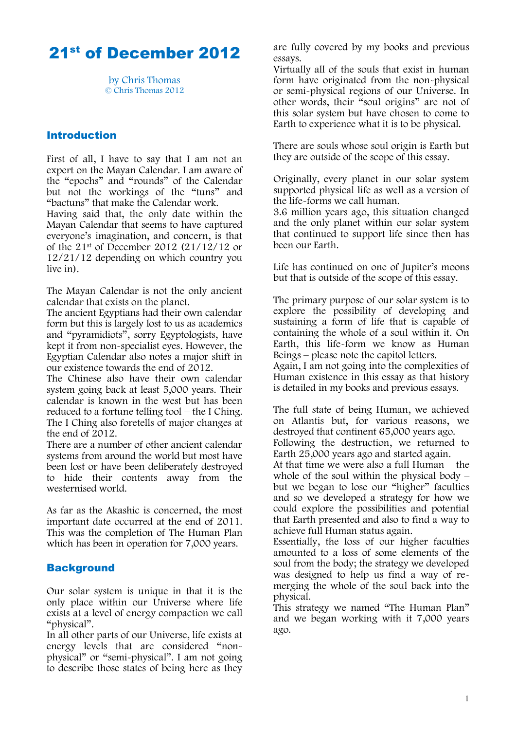# 21st of December 2012

by Chris Thomas
© Chris Thomas 2012

## Introduction

First of all, I have to say that I am not an expert on the Mayan Calendar. I am aware of the "epochs" and "rounds" of the Calendar but not the workings of the "tuns" and "bactuns" that make the Calendar work.
Having said that, the only date within the Mayan Calendar that seems to have captured everyone's imagination, and concern, is that of the 21st of December 2012 (21/12/12 or 12/21/12 depending on which country you live in).

The Mayan Calendar is not the only ancient calendar that exists on the planet.
The ancient Egyptians had their own calendar form but this is largely lost to us as academics and "pyramidiots", sorry Egyptologists, have kept it from non-specialist eyes. However, the Egyptian Calendar also notes a major shift in our existence towards the end of 2012.
The Chinese also have their own calendar system going back at least 5,000 years. Their calendar is known in the west but has been reduced to a fortune telling tool – the I Ching. The I Ching also foretells of major changes at the end of 2012.
There are a number of other ancient calendar systems from around the world but most have been lost or have been deliberately destroyed to hide their contents away from the westernised world.

As far as the Akashic is concerned, the most important date occurred at the end of 2011. This was the completion of The Human Plan which has been in operation for 7,000 years.

## Background

Our solar system is unique in that it is the only place within our Universe where life exists at a level of energy compaction we call "physical".
In all other parts of our Universe, life exists at energy levels that are considered "non-physical" or "semi-physical". I am not going to describe those states of being here as they are fully covered by my books and previous essays.
Virtually all of the souls that exist in human form have originated from the non-physical or semi-physical regions of our Universe. In other words, their "soul origins" are not of this solar system but have chosen to come to Earth to experience what it is to be physical.

There are souls whose soul origin is Earth but they are outside of the scope of this essay.

Originally, every planet in our solar system supported physical life as well as a version of the life-forms we call human.
3.6 million years ago, this situation changed and the only planet within our solar system that continued to support life since then has been our Earth.

Life has continued on one of Jupiter's moons but that is outside of the scope of this essay.

The primary purpose of our solar system is to explore the possibility of developing and sustaining a form of life that is capable of containing the whole of a soul within it. On Earth, this life-form we know as Human Beings – please note the capitol letters.
Again, I am not going into the complexities of Human existence in this essay as that history is detailed in my books and previous essays.

The full state of being Human, we achieved on Atlantis but, for various reasons, we destroyed that continent 65,000 years ago.
Following the destruction, we returned to Earth 25,000 years ago and started again.
At that time we were also a full Human – the whole of the soul within the physical body – but we began to lose our "higher" faculties and so we developed a strategy for how we could explore the possibilities and potential that Earth presented and also to find a way to achieve full Human status again.
Essentially, the loss of our higher faculties amounted to a loss of some elements of the soul from the body; the strategy we developed was designed to help us find a way of re-merging the whole of the soul back into the physical.
This strategy we named "The Human Plan" and we began working with it 7,000 years ago.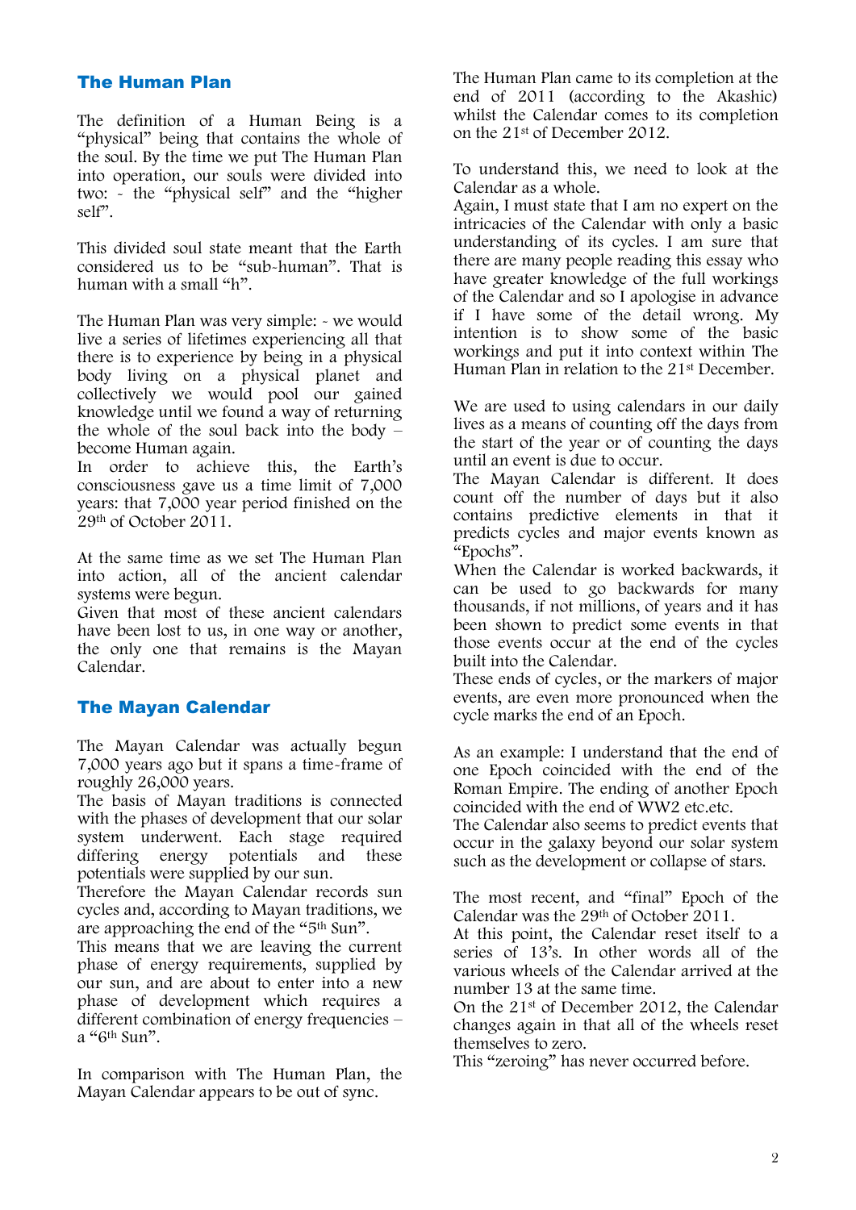## The Human Plan

The definition of a Human Being is a "physical" being that contains the whole of the soul. By the time we put The Human Plan into operation, our souls were divided into two: - the "physical self" and the "higher self".

This divided soul state meant that the Earth considered us to be "sub-human". That is human with a small "h".

The Human Plan was very simple: - we would live a series of lifetimes experiencing all that there is to experience by being in a physical body living on a physical planet and collectively we would pool our gained knowledge until we found a way of returning the whole of the soul back into the body – become Human again.
In order to achieve this, the Earth's consciousness gave us a time limit of 7,000 years: that 7,000 year period finished on the 29th of October 2011.

At the same time as we set The Human Plan into action, all of the ancient calendar systems were begun.
Given that most of these ancient calendars have been lost to us, in one way or another, the only one that remains is the Mayan Calendar.

## The Mayan Calendar

The Mayan Calendar was actually begun 7,000 years ago but it spans a time-frame of roughly 26,000 years.
The basis of Mayan traditions is connected with the phases of development that our solar system underwent. Each stage required differing energy potentials and these potentials were supplied by our sun.
Therefore the Mayan Calendar records sun cycles and, according to Mayan traditions, we are approaching the end of the "5th Sun".
This means that we are leaving the current phase of energy requirements, supplied by our sun, and are about to enter into a new phase of development which requires a different combination of energy frequencies – a "6th Sun".

In comparison with The Human Plan, the Mayan Calendar appears to be out of sync.

The Human Plan came to its completion at the end of 2011 (according to the Akashic) whilst the Calendar comes to its completion on the 21st of December 2012.

To understand this, we need to look at the Calendar as a whole.
Again, I must state that I am no expert on the intricacies of the Calendar with only a basic understanding of its cycles. I am sure that there are many people reading this essay who have greater knowledge of the full workings of the Calendar and so I apologise in advance if I have some of the detail wrong. My intention is to show some of the basic workings and put it into context within The Human Plan in relation to the 21st December.

We are used to using calendars in our daily lives as a means of counting off the days from the start of the year or of counting the days until an event is due to occur.
The Mayan Calendar is different. It does count off the number of days but it also contains predictive elements in that it predicts cycles and major events known as "Epochs".
When the Calendar is worked backwards, it can be used to go backwards for many thousands, if not millions, of years and it has been shown to predict some events in that those events occur at the end of the cycles built into the Calendar.
These ends of cycles, or the markers of major events, are even more pronounced when the cycle marks the end of an Epoch.

As an example: I understand that the end of one Epoch coincided with the end of the Roman Empire. The ending of another Epoch coincided with the end of WW2 etc.etc.
The Calendar also seems to predict events that occur in the galaxy beyond our solar system such as the development or collapse of stars.

The most recent, and "final" Epoch of the Calendar was the 29th of October 2011.
At this point, the Calendar reset itself to a series of 13's. In other words all of the various wheels of the Calendar arrived at the number 13 at the same time.
On the 21st of December 2012, the Calendar changes again in that all of the wheels reset themselves to zero.
This "zeroing" has never occurred before.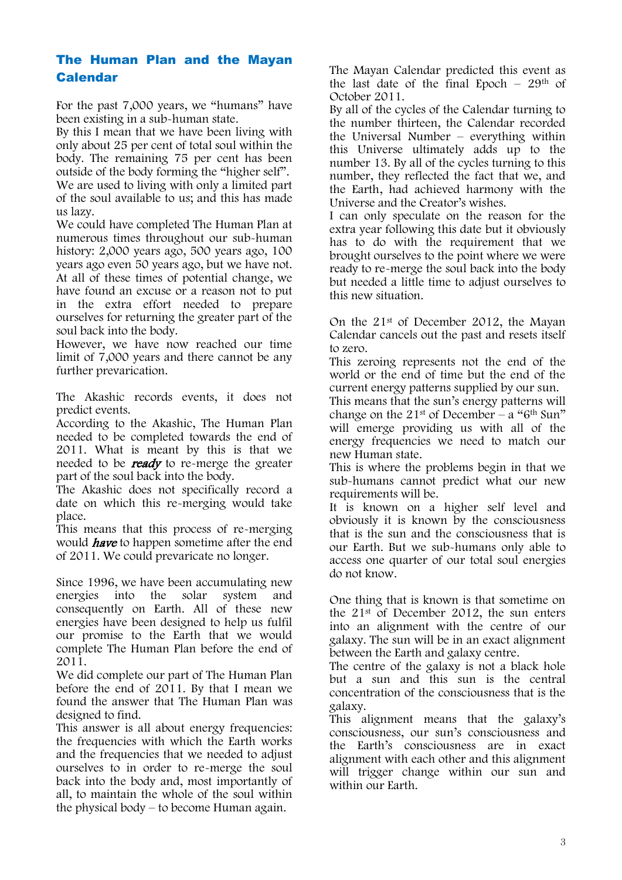## The Human Plan and the Mayan Calendar

For the past 7,000 years, we "humans" have been existing in a sub-human state.
By this I mean that we have been living with only about 25 per cent of total soul within the body. The remaining 75 per cent has been outside of the body forming the "higher self".
We are used to living with only a limited part of the soul available to us; and this has made us lazy.
We could have completed The Human Plan at numerous times throughout our sub-human history: 2,000 years ago, 500 years ago, 100 years ago even 50 years ago, but we have not. At all of these times of potential change, we have found an excuse or a reason not to put in the extra effort needed to prepare ourselves for returning the greater part of the soul back into the body.
However, we have now reached our time limit of 7,000 years and there cannot be any further prevarication.

The Akashic records events, it does not predict events.
According to the Akashic, The Human Plan needed to be completed towards the end of 2011. What is meant by this is that we needed to be ***ready*** to re-merge the greater part of the soul back into the body.
The Akashic does not specifically record a date on which this re-merging would take place.
This means that this process of re-merging would ***have*** to happen sometime after the end of 2011. We could prevaricate no longer.

Since 1996, we have been accumulating new energies into the solar system and consequently on Earth. All of these new energies have been designed to help us fulfil our promise to the Earth that we would complete The Human Plan before the end of 2011.
We did complete our part of The Human Plan before the end of 2011. By that I mean we found the answer that The Human Plan was designed to find.
This answer is all about energy frequencies: the frequencies with which the Earth works and the frequencies that we needed to adjust ourselves to in order to re-merge the soul back into the body and, most importantly of all, to maintain the whole of the soul within the physical body – to become Human again.

The Mayan Calendar predicted this event as the last date of the final Epoch – 29th of October 2011.
By all of the cycles of the Calendar turning to the number thirteen, the Calendar recorded the Universal Number – everything within this Universe ultimately adds up to the number 13. By all of the cycles turning to this number, they reflected the fact that we, and the Earth, had achieved harmony with the Universe and the Creator's wishes.
I can only speculate on the reason for the extra year following this date but it obviously has to do with the requirement that we brought ourselves to the point where we were ready to re-merge the soul back into the body but needed a little time to adjust ourselves to this new situation.

On the 21st of December 2012, the Mayan Calendar cancels out the past and resets itself to zero.
This zeroing represents not the end of the world or the end of time but the end of the current energy patterns supplied by our sun.
This means that the sun's energy patterns will change on the 21st of December – a "6th Sun" will emerge providing us with all of the energy frequencies we need to match our new Human state.
This is where the problems begin in that we sub-humans cannot predict what our new requirements will be.
It is known on a higher self level and obviously it is known by the consciousness that is the sun and the consciousness that is our Earth. But we sub-humans only able to access one quarter of our total soul energies do not know.

One thing that is known is that sometime on the 21st of December 2012, the sun enters into an alignment with the centre of our galaxy. The sun will be in an exact alignment between the Earth and galaxy centre.
The centre of the galaxy is not a black hole but a sun and this sun is the central concentration of the consciousness that is the galaxy.
This alignment means that the galaxy's consciousness, our sun's consciousness and the Earth's consciousness are in exact alignment with each other and this alignment will trigger change within our sun and within our Earth.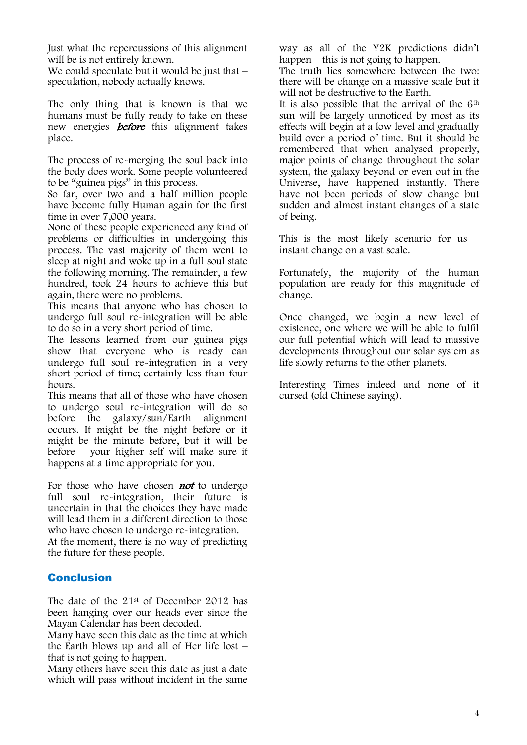Just what the repercussions of this alignment will be is not entirely known.
We could speculate but it would be just that – speculation, nobody actually knows.

The only thing that is known is that we humans must be fully ready to take on these new energies ***before*** this alignment takes place.

The process of re-merging the soul back into the body does work. Some people volunteered to be "guinea pigs" in this process.
So far, over two and a half million people have become fully Human again for the first time in over 7,000 years.
None of these people experienced any kind of problems or difficulties in undergoing this process. The vast majority of them went to sleep at night and woke up in a full soul state the following morning. The remainder, a few hundred, took 24 hours to achieve this but again, there were no problems.
This means that anyone who has chosen to undergo full soul re-integration will be able to do so in a very short period of time.
The lessons learned from our guinea pigs show that everyone who is ready can undergo full soul re-integration in a very short period of time; certainly less than four hours.
This means that all of those who have chosen to undergo soul re-integration will do so before the galaxy/sun/Earth alignment occurs. It might be the night before or it might be the minute before, but it will be before – your higher self will make sure it happens at a time appropriate for you.

For those who have chosen ***not*** to undergo full soul re-integration, their future is uncertain in that the choices they have made will lead them in a different direction to those who have chosen to undergo re-integration.
At the moment, there is no way of predicting the future for these people.

## Conclusion

The date of the 21st of December 2012 has been hanging over our heads ever since the Mayan Calendar has been decoded.
Many have seen this date as the time at which the Earth blows up and all of Her life lost – that is not going to happen.
Many others have seen this date as just a date which will pass without incident in the same way as all of the Y2K predictions didn't happen – this is not going to happen.
The truth lies somewhere between the two: there will be change on a massive scale but it will not be destructive to the Earth.
It is also possible that the arrival of the 6th sun will be largely unnoticed by most as its effects will begin at a low level and gradually build over a period of time. But it should be remembered that when analysed properly, major points of change throughout the solar system, the galaxy beyond or even out in the Universe, have happened instantly. There have not been periods of slow change but sudden and almost instant changes of a state of being.

This is the most likely scenario for us – instant change on a vast scale.

Fortunately, the majority of the human population are ready for this magnitude of change.

Once changed, we begin a new level of existence, one where we will be able to fulfil our full potential which will lead to massive developments throughout our solar system as life slowly returns to the other planets.

Interesting Times indeed and none of it cursed (old Chinese saying).